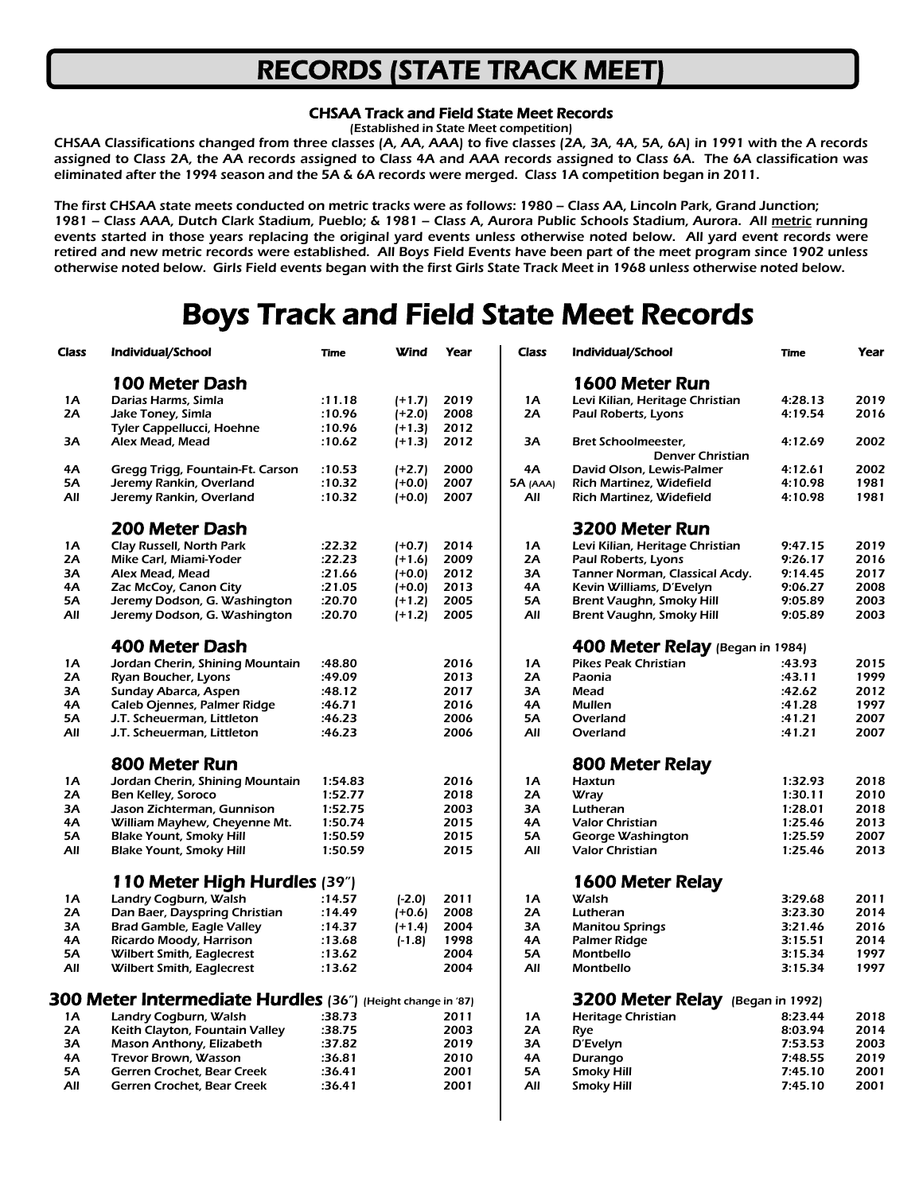# RECORDS (STATE TRACK MEET)

**CHSAA Track and Field State Meet Records**

(Established in State Meet competition)

CHSAA Classifications changed from three classes (A, AA, AAA) to five classes (2A, 3A, 4A, 5A, 6A) in 1991 with the A records assigned to Class 2A, the AA records assigned to Class 4A and AAA records assigned to Class 6A. The 6A classification was eliminated after the 1994 season and the 5A & 6A records were merged. Class 1A competition began in 2011.

The first CHSAA state meets conducted on metric tracks were as follows: 1980 – Class AA, Lincoln Park, Grand Junction; 1981 – Class AAA, Dutch Clark Stadium, Pueblo; & 1981 – Class A, Aurora Public Schools Stadium, Aurora. All metric running events started in those years replacing the original yard events unless otherwise noted below. All yard event records were retired and new metric records were established. All Boys Field Events have been part of the meet program since 1902 unless otherwise noted below. Girls Field events began with the first Girls State Track Meet in 1968 unless otherwise noted below.

## Boys Track and Field State Meet Records

### 100 Meter Dash

| Class | Individual/School | Time | Wind | Year |
|---|---|---|---|---|
| 1A | Darias Harms, Simla | :11.18 | (+1.7) | 2019 |
| 2A | Jake Toney, Simla | :10.96 | (+2.0) | 2008 |
| | Tyler Cappellucci, Hoehne | :10.96 | (+1.3) | 2012 |
| 3A | Alex Mead, Mead | :10.62 | (+1.3) | 2012 |
| 4A | Gregg Trigg, Fountain-Ft. Carson | :10.53 | (+2.7) | 2000 |
| 5A | Jeremy Rankin, Overland | :10.32 | (+0.0) | 2007 |
| All | Jeremy Rankin, Overland | :10.32 | (+0.0) | 2007 |

### 200 Meter Dash

| Class | Individual/School | Time | Wind | Year |
|---|---|---|---|---|
| 1A | Clay Russell, North Park | :22.32 | (+0.7) | 2014 |
| 2A | Mike Carl, Miami-Yoder | :22.23 | (+1.6) | 2009 |
| 3A | Alex Mead, Mead | :21.66 | (+0.0) | 2012 |
| 4A | Zac McCoy, Canon City | :21.05 | (+0.0) | 2013 |
| 5A | Jeremy Dodson, G. Washington | :20.70 | (+1.2) | 2005 |
| All | Jeremy Dodson, G. Washington | :20.70 | (+1.2) | 2005 |

### 400 Meter Dash

| Class | Individual/School | Time | Year |
|---|---|---|---|
| 1A | Jordan Cherin, Shining Mountain | :48.80 | 2016 |
| 2A | Ryan Boucher, Lyons | :49.09 | 2013 |
| 3A | Sunday Abarca, Aspen | :48.12 | 2017 |
| 4A | Caleb Ojennes, Palmer Ridge | :46.71 | 2016 |
| 5A | J.T. Scheuerman, Littleton | :46.23 | 2006 |
| All | J.T. Scheuerman, Littleton | :46.23 | 2006 |

### 800 Meter Run

| Class | Individual/School | Time | Year |
|---|---|---|---|
| 1A | Jordan Cherin, Shining Mountain | 1:54.83 | 2016 |
| 2A | Ben Kelley, Soroco | 1:52.77 | 2018 |
| 3A | Jason Zichterman, Gunnison | 1:52.75 | 2003 |
| 4A | William Mayhew, Cheyenne Mt. | 1:50.74 | 2015 |
| 5A | Blake Yount, Smoky Hill | 1:50.59 | 2015 |
| All | Blake Yount, Smoky Hill | 1:50.59 | 2015 |

### 110 Meter High Hurdles (39″)

| Class | Individual/School | Time | Wind | Year |
|---|---|---|---|---|
| 1A | Landry Cogburn, Walsh | :14.57 | (-2.0) | 2011 |
| 2A | Dan Baer, Dayspring Christian | :14.49 | (+0.6) | 2008 |
| 3A | Brad Gamble, Eagle Valley | :14.37 | (+1.4) | 2004 |
| 4A | Ricardo Moody, Harrison | :13.68 | (-1.8) | 1998 |
| 5A | Wilbert Smith, Eaglecrest | :13.62 | | 2004 |
| All | Wilbert Smith, Eaglecrest | :13.62 | | 2004 |

### 300 Meter Intermediate Hurdles (36″) (Height change in '87)

| Class | Individual/School | Time | Year |
|---|---|---|---|
| 1A | Landry Cogburn, Walsh | :38.73 | 2011 |
| 2A | Keith Clayton, Fountain Valley | :38.75 | 2003 |
| 3A | Mason Anthony, Elizabeth | :37.82 | 2019 |
| 4A | Trevor Brown, Wasson | :36.81 | 2010 |
| 5A | Gerren Crochet, Bear Creek | :36.41 | 2001 |
| All | Gerren Crochet, Bear Creek | :36.41 | 2001 |

### 1600 Meter Run

| Class | Individual/School | Time | Year |
|---|---|---|---|
| 1A | Levi Kilian, Heritage Christian | 4:28.13 | 2019 |
| 2A | Paul Roberts, Lyons | 4:19.54 | 2016 |
| 3A | Bret Schoolmeester, Denver Christian | 4:12.69 | 2002 |
| 4A | David Olson, Lewis-Palmer | 4:12.61 | 2002 |
| 5A (AAA) | Rich Martinez, Widefield | 4:10.98 | 1981 |
| All | Rich Martinez, Widefield | 4:10.98 | 1981 |

### 3200 Meter Run

| Class | Individual/School | Time | Year |
|---|---|---|---|
| 1A | Levi Kilian, Heritage Christian | 9:47.15 | 2019 |
| 2A | Paul Roberts, Lyons | 9:26.17 | 2016 |
| 3A | Tanner Norman, Classical Acdy. | 9:14.45 | 2017 |
| 4A | Kevin Williams, D'Evelyn | 9:06.27 | 2008 |
| 5A | Brent Vaughn, Smoky Hill | 9:05.89 | 2003 |
| All | Brent Vaughn, Smoky Hill | 9:05.89 | 2003 |

### 400 Meter Relay (Began in 1984)

| Class | Individual/School | Time | Year |
|---|---|---|---|
| 1A | Pikes Peak Christian | :43.93 | 2015 |
| 2A | Paonia | :43.11 | 1999 |
| 3A | Mead | :42.62 | 2012 |
| 4A | Mullen | :41.28 | 1997 |
| 5A | Overland | :41.21 | 2007 |
| All | Overland | :41.21 | 2007 |

### 800 Meter Relay

| Class | Individual/School | Time | Year |
|---|---|---|---|
| 1A | Haxtun | 1:32.93 | 2018 |
| 2A | Wray | 1:30.11 | 2010 |
| 3A | Lutheran | 1:28.01 | 2018 |
| 4A | Valor Christian | 1:25.46 | 2013 |
| 5A | George Washington | 1:25.59 | 2007 |
| All | Valor Christian | 1:25.46 | 2013 |

### 1600 Meter Relay

| Class | Individual/School | Time | Year |
|---|---|---|---|
| 1A | Walsh | 3:29.68 | 2011 |
| 2A | Lutheran | 3:23.30 | 2014 |
| 3A | Manitou Springs | 3:21.46 | 2016 |
| 4A | Palmer Ridge | 3:15.51 | 2014 |
| 5A | Montbello | 3:15.34 | 1997 |
| All | Montbello | 3:15.34 | 1997 |

### 3200 Meter Relay (Began in 1992)

| Class | Individual/School | Time | Year |
|---|---|---|---|
| 1A | Heritage Christian | 8:23.44 | 2018 |
| 2A | Rye | 8:03.94 | 2014 |
| 3A | D'Evelyn | 7:53.53 | 2003 |
| 4A | Durango | 7:48.55 | 2019 |
| 5A | Smoky Hill | 7:45.10 | 2001 |
| All | Smoky Hill | 7:45.10 | 2001 |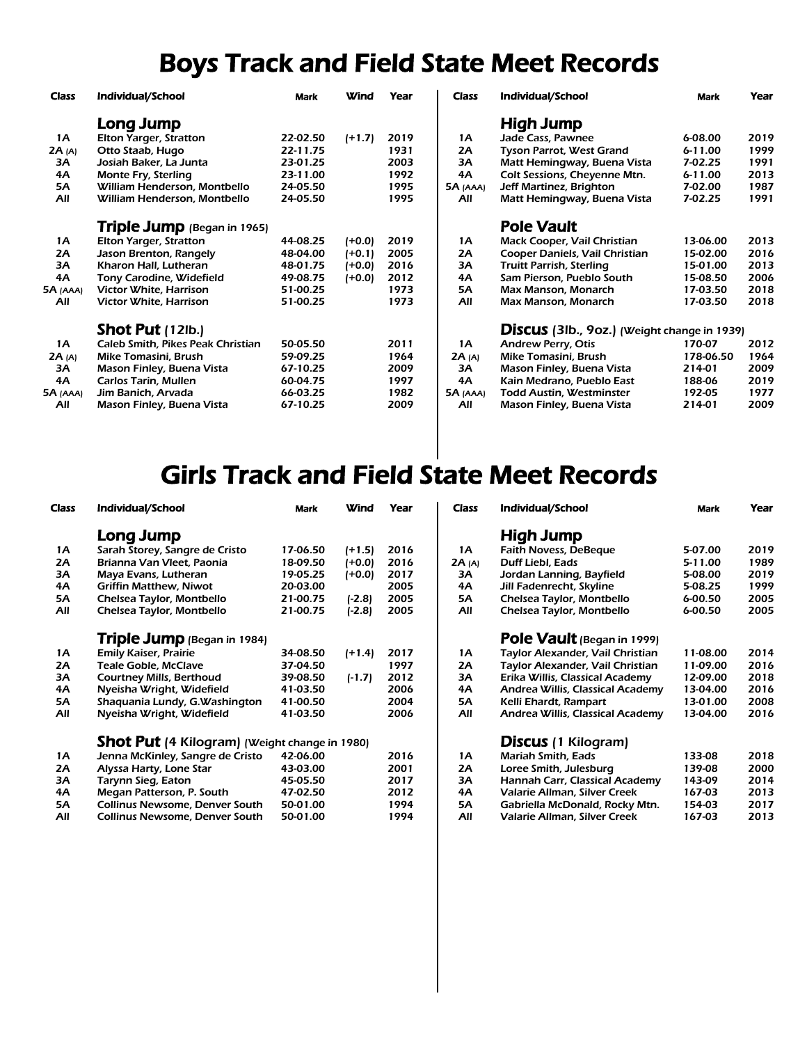# Boys Track and Field State Meet Records

| Class | Individual/School | Mark | Wind | Year |
|---|---|---|---|---|
| | **Long Jump** | | | |
| 1A | Elton Yarger, Stratton | 22-02.50 | (+1.7) | 2019 |
| 2A (A) | Otto Staab, Hugo | 22-11.75 | | 1931 |
| 3A | Josiah Baker, La Junta | 23-01.25 | | 2003 |
| 4A | Monte Fry, Sterling | 23-11.00 | | 1992 |
| 5A | William Henderson, Montbello | 24-05.50 | | 1995 |
| All | William Henderson, Montbello | 24-05.50 | | 1995 |
| | **Triple Jump** (Began in 1965) | | | |
| 1A | Elton Yarger, Stratton | 44-08.25 | (+0.0) | 2019 |
| 2A | Jason Brenton, Rangely | 48-04.00 | (+0.1) | 2005 |
| 3A | Kharon Hall, Lutheran | 48-01.75 | (+0.0) | 2016 |
| 4A | Tony Carodine, Widefield | 49-08.75 | (+0.0) | 2012 |
| 5A (AAA) | Victor White, Harrison | 51-00.25 | | 1973 |
| All | Victor White, Harrison | 51-00.25 | | 1973 |
| | **Shot Put** (12lb.) | | | |
| 1A | Caleb Smith, Pikes Peak Christian | 50-05.50 | | 2011 |
| 2A (A) | Mike Tomasini, Brush | 59-09.25 | | 1964 |
| 3A | Mason Finley, Buena Vista | 67-10.25 | | 2009 |
| 4A | Carlos Tarin, Mullen | 60-04.75 | | 1997 |
| 5A (AAA) | Jim Banich, Arvada | 66-03.25 | | 1982 |
| All | Mason Finley, Buena Vista | 67-10.25 | | 2009 |

| Class | Individual/School | Mark | Year |
|---|---|---|---|
| | **High Jump** | | |
| 1A | Jade Cass, Pawnee | 6-08.00 | 2019 |
| 2A | Tyson Parrot, West Grand | 6-11.00 | 1999 |
| 3A | Matt Hemingway, Buena Vista | 7-02.25 | 1991 |
| 4A | Colt Sessions, Cheyenne Mtn. | 6-11.00 | 2013 |
| 5A (AAA) | Jeff Martinez, Brighton | 7-02.00 | 1987 |
| All | Matt Hemingway, Buena Vista | 7-02.25 | 1991 |
| | **Pole Vault** | | |
| 1A | Mack Cooper, Vail Christian | 13-06.00 | 2013 |
| 2A | Cooper Daniels, Vail Christian | 15-02.00 | 2016 |
| 3A | Truitt Parrish, Sterling | 15-01.00 | 2013 |
| 4A | Sam Pierson, Pueblo South | 15-08.50 | 2006 |
| 5A | Max Manson, Monarch | 17-03.50 | 2018 |
| All | Max Manson, Monarch | 17-03.50 | 2018 |
| | **Discus** (3lb., 9oz.) (Weight change in 1939) | | |
| 1A | Andrew Perry, Otis | 170-07 | 2012 |
| 2A (A) | Mike Tomasini, Brush | 178-06.50 | 1964 |
| 3A | Mason Finley, Buena Vista | 214-01 | 2009 |
| 4A | Kain Medrano, Pueblo East | 188-06 | 2019 |
| 5A (AAA) | Todd Austin, Westminster | 192-05 | 1977 |
| All | Mason Finley, Buena Vista | 214-01 | 2009 |

# Girls Track and Field State Meet Records

| Class | Individual/School | Mark | Wind | Year |
|---|---|---|---|---|
| | **Long Jump** | | | |
| 1A | Sarah Storey, Sangre de Cristo | 17-06.50 | (+1.5) | 2016 |
| 2A | Brianna Van Vleet, Paonia | 18-09.50 | (+0.0) | 2016 |
| 3A | Maya Evans, Lutheran | 19-05.25 | (+0.0) | 2017 |
| 4A | Griffin Matthew, Niwot | 20-03.00 | | 2005 |
| 5A | Chelsea Taylor, Montbello | 21-00.75 | (-2.8) | 2005 |
| All | Chelsea Taylor, Montbello | 21-00.75 | (-2.8) | 2005 |
| | **Triple Jump** (Began in 1984) | | | |
| 1A | Emily Kaiser, Prairie | 34-08.50 | (+1.4) | 2017 |
| 2A | Teale Goble, McClave | 37-04.50 | | 1997 |
| 3A | Courtney Mills, Berthoud | 39-08.50 | (-1.7) | 2012 |
| 4A | Nyeisha Wright, Widefield | 41-03.50 | | 2006 |
| 5A | Shaquania Lundy, G.Washington | 41-00.50 | | 2004 |
| All | Nyeisha Wright, Widefield | 41-03.50 | | 2006 |
| | **Shot Put** (4 Kilogram) (Weight change in 1980) | | | |
| 1A | Jenna McKinley, Sangre de Cristo | 42-06.00 | | 2016 |
| 2A | Alyssa Harty, Lone Star | 43-03.00 | | 2001 |
| 3A | Tarynn Sieg, Eaton | 45-05.50 | | 2017 |
| 4A | Megan Patterson, P. South | 47-02.50 | | 2012 |
| 5A | Collinus Newsome, Denver South | 50-01.00 | | 1994 |
| All | Collinus Newsome, Denver South | 50-01.00 | | 1994 |

| Class | Individual/School | Mark | Year |
|---|---|---|---|
| | **High Jump** | | |
| 1A | Faith Novess, DeBeque | 5-07.00 | 2019 |
| 2A (A) | Duff Liebl, Eads | 5-11.00 | 1989 |
| 3A | Jordan Lanning, Bayfield | 5-08.00 | 2019 |
| 4A | Jill Fadenrecht, Skyline | 5-08.25 | 1999 |
| 5A | Chelsea Taylor, Montbello | 6-00.50 | 2005 |
| All | Chelsea Taylor, Montbello | 6-00.50 | 2005 |
| | **Pole Vault** (Began in 1999) | | |
| 1A | Taylor Alexander, Vail Christian | 11-08.00 | 2014 |
| 2A | Taylor Alexander, Vail Christian | 11-09.00 | 2016 |
| 3A | Erika Willis, Classical Academy | 12-09.00 | 2018 |
| 4A | Andrea Willis, Classical Academy | 13-04.00 | 2016 |
| 5A | Kelli Ehardt, Rampart | 13-01.00 | 2008 |
| All | Andrea Willis, Classical Academy | 13-04.00 | 2016 |
| | **Discus** (1 Kilogram) | | |
| 1A | Mariah Smith, Eads | 133-08 | 2018 |
| 2A | Loree Smith, Julesburg | 139-08 | 2000 |
| 3A | Hannah Carr, Classical Academy | 143-09 | 2014 |
| 4A | Valarie Allman, Silver Creek | 167-03 | 2013 |
| 5A | Gabriella McDonald, Rocky Mtn. | 154-03 | 2017 |
| All | Valarie Allman, Silver Creek | 167-03 | 2013 |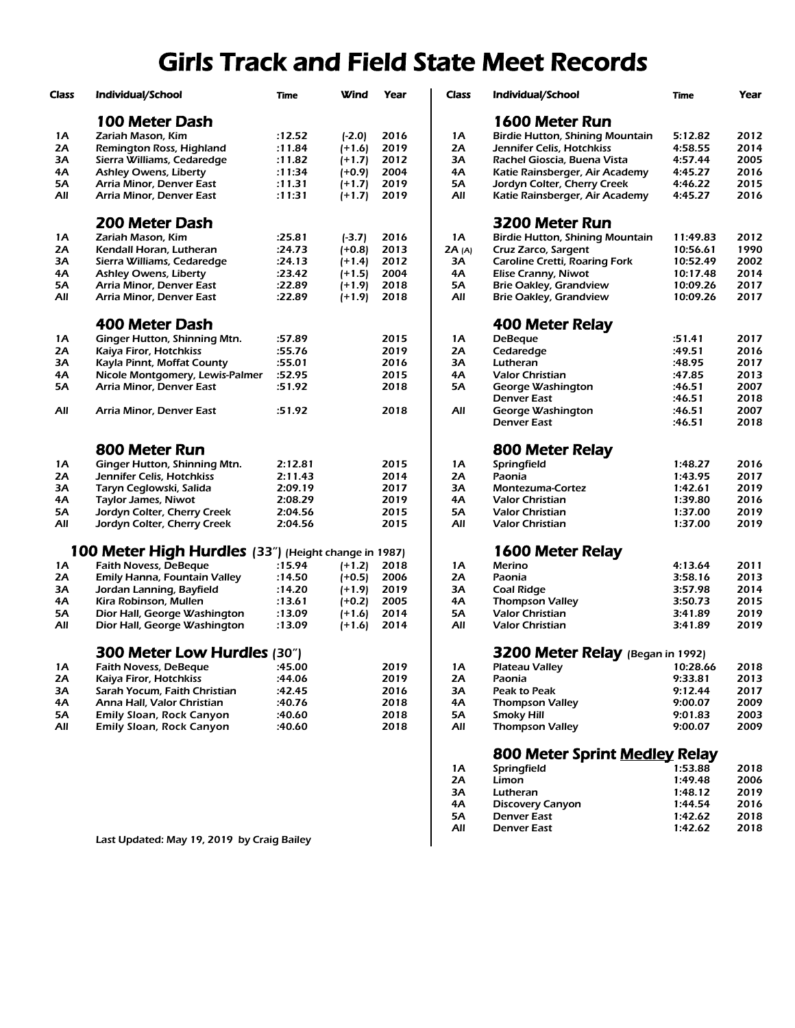# Girls Track and Field State Meet Records

## 100 Meter Dash

| Class | Individual/School | Time | Wind | Year |
|---|---|---|---|---|
| 1A | Zariah Mason, Kim | :12.52 | (-2.0) | 2016 |
| 2A | Remington Ross, Highland | :11.84 | (+1.6) | 2019 |
| 3A | Sierra Williams, Cedaredge | :11.82 | (+1.7) | 2012 |
| 4A | Ashley Owens, Liberty | :11:34 | (+0.9) | 2004 |
| 5A | Arria Minor, Denver East | :11.31 | (+1.7) | 2019 |
| All | Arria Minor, Denver East | :11:31 | (+1.7) | 2019 |

## 200 Meter Dash

| Class | Individual/School | Time | Wind | Year |
|---|---|---|---|---|
| 1A | Zariah Mason, Kim | :25.81 | (-3.7) | 2016 |
| 2A | Kendall Horan, Lutheran | :24.73 | (+0.8) | 2013 |
| 3A | Sierra Williams, Cedaredge | :24.13 | (+1.4) | 2012 |
| 4A | Ashley Owens, Liberty | :23.42 | (+1.5) | 2004 |
| 5A | Arria Minor, Denver East | :22.89 | (+1.9) | 2018 |
| All | Arria Minor, Denver East | :22.89 | (+1.9) | 2018 |

## 400 Meter Dash

| Class | Individual/School | Time | Year |
|---|---|---|---|
| 1A | Ginger Hutton, Shinning Mtn. | :57.89 | 2015 |
| 2A | Kaiya Firor, Hotchkiss | :55.76 | 2019 |
| 3A | Kayla Pinnt, Moffat County | :55.01 | 2016 |
| 4A | Nicole Montgomery, Lewis-Palmer | :52.95 | 2015 |
| 5A | Arria Minor, Denver East | :51.92 | 2018 |
| All | Arria Minor, Denver East | :51.92 | 2018 |

## 800 Meter Run

| Class | Individual/School | Time | Year |
|---|---|---|---|
| 1A | Ginger Hutton, Shinning Mtn. | 2:12.81 | 2015 |
| 2A | Jennifer Celis, Hotchkiss | 2:11.43 | 2014 |
| 3A | Taryn Ceglowski, Salida | 2:09.19 | 2017 |
| 4A | Taylor James, Niwot | 2:08.29 | 2019 |
| 5A | Jordyn Colter, Cherry Creek | 2:04.56 | 2015 |
| All | Jordyn Colter, Cherry Creek | 2:04.56 | 2015 |

## 100 Meter High Hurdles (33") (Height change in 1987)

| Class | Individual/School | Time | Wind | Year |
|---|---|---|---|---|
| 1A | Faith Novess, DeBeque | :15.94 | (+1.2) | 2018 |
| 2A | Emily Hanna, Fountain Valley | :14.50 | (+0.5) | 2006 |
| 3A | Jordan Lanning, Bayfield | :14.20 | (+1.9) | 2019 |
| 4A | Kira Robinson, Mullen | :13.61 | (+0.2) | 2005 |
| 5A | Dior Hall, George Washington | :13.09 | (+1.6) | 2014 |
| All | Dior Hall, George Washington | :13.09 | (+1.6) | 2014 |

## 300 Meter Low Hurdles (30")

| Class | Individual/School | Time | Year |
|---|---|---|---|
| 1A | Faith Novess, DeBeque | :45.00 | 2019 |
| 2A | Kaiya Firor, Hotchkiss | :44.06 | 2019 |
| 3A | Sarah Yocum, Faith Christian | :42.45 | 2016 |
| 4A | Anna Hall, Valor Christian | :40.76 | 2018 |
| 5A | Emily Sloan, Rock Canyon | :40.60 | 2018 |
| All | Emily Sloan, Rock Canyon | :40.60 | 2018 |

Last Updated: May 19, 2019 by Craig Bailey

## 1600 Meter Run

| Class | Individual/School | Time | Year |
|---|---|---|---|
| 1A | Birdie Hutton, Shining Mountain | 5:12.82 | 2012 |
| 2A | Jennifer Celis, Hotchkiss | 4:58.55 | 2014 |
| 3A | Rachel Gioscia, Buena Vista | 4:57.44 | 2005 |
| 4A | Katie Rainsberger, Air Academy | 4:45.27 | 2016 |
| 5A | Jordyn Colter, Cherry Creek | 4:46.22 | 2015 |
| All | Katie Rainsberger, Air Academy | 4:45.27 | 2016 |

## 3200 Meter Run

| Class | Individual/School | Time | Year |
|---|---|---|---|
| 1A | Birdie Hutton, Shining Mountain | 11:49.83 | 2012 |
| 2A (A) | Cruz Zarco, Sargent | 10:56.61 | 1990 |
| 3A | Caroline Cretti, Roaring Fork | 10:52.49 | 2002 |
| 4A | Elise Cranny, Niwot | 10:17.48 | 2014 |
| 5A | Brie Oakley, Grandview | 10:09.26 | 2017 |
| All | Brie Oakley, Grandview | 10:09.26 | 2017 |

## 400 Meter Relay

| Class | Individual/School | Time | Year |
|---|---|---|---|
| 1A | DeBeque | :51.41 | 2017 |
| 2A | Cedaredge | :49.51 | 2016 |
| 3A | Lutheran | :48.95 | 2017 |
| 4A | Valor Christian | :47.85 | 2013 |
| 5A | George Washington | :46.51 | 2007 |
| | Denver East | :46.51 | 2018 |
| All | George Washington | :46.51 | 2007 |
| | Denver East | :46.51 | 2018 |

## 800 Meter Relay

| Class | Individual/School | Time | Year |
|---|---|---|---|
| 1A | Springfield | 1:48.27 | 2016 |
| 2A | Paonia | 1:43.95 | 2017 |
| 3A | Montezuma-Cortez | 1:42.61 | 2019 |
| 4A | Valor Christian | 1:39.80 | 2016 |
| 5A | Valor Christian | 1:37.00 | 2019 |
| All | Valor Christian | 1:37.00 | 2019 |

## 1600 Meter Relay

| Class | Individual/School | Time | Year |
|---|---|---|---|
| 1A | Merino | 4:13.64 | 2011 |
| 2A | Paonia | 3:58.16 | 2013 |
| 3A | Coal Ridge | 3:57.98 | 2014 |
| 4A | Thompson Valley | 3:50.73 | 2015 |
| 5A | Valor Christian | 3:41.89 | 2019 |
| All | Valor Christian | 3:41.89 | 2019 |

## 3200 Meter Relay (Began in 1992)

| Class | Individual/School | Time | Year |
|---|---|---|---|
| 1A | Plateau Valley | 10:28.66 | 2018 |
| 2A | Paonia | 9:33.81 | 2013 |
| 3A | Peak to Peak | 9:12.44 | 2017 |
| 4A | Thompson Valley | 9:00.07 | 2009 |
| 5A | Smoky Hill | 9:01.83 | 2003 |
| All | Thompson Valley | 9:00.07 | 2009 |

## 800 Meter Sprint Medley Relay

| Class | Individual/School | Time | Year |
|---|---|---|---|
| 1A | Springfield | 1:53.88 | 2018 |
| 2A | Limon | 1:49.48 | 2006 |
| 3A | Lutheran | 1:48.12 | 2019 |
| 4A | Discovery Canyon | 1:44.54 | 2016 |
| 5A | Denver East | 1:42.62 | 2018 |
| All | Denver East | 1:42.62 | 2018 |